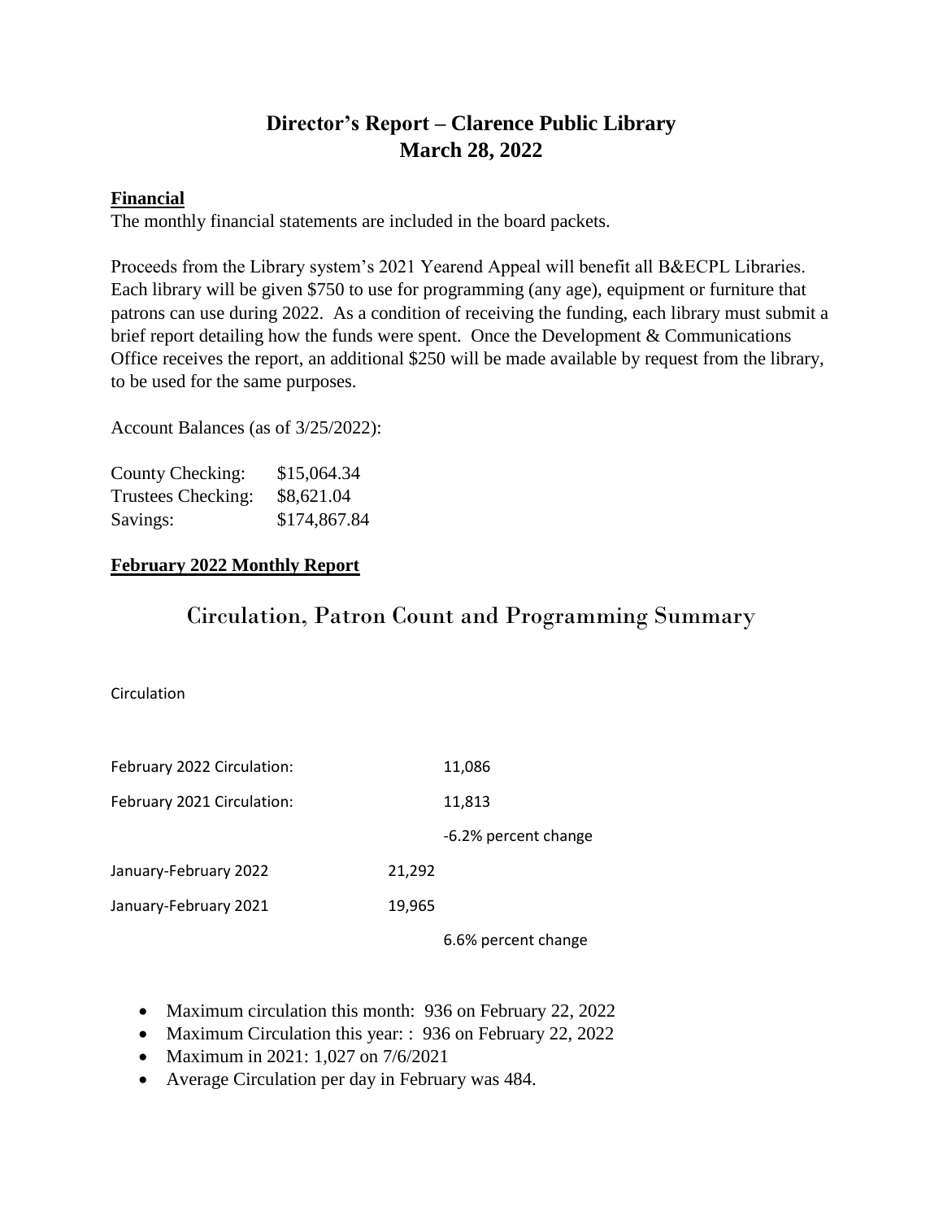# Director's Report – Clarence Public Library
## March 28, 2022

**Financial**

The monthly financial statements are included in the board packets.

Proceeds from the Library system's 2021 Yearend Appeal will benefit all B&ECPL Libraries. Each library will be given $750 to use for programming (any age), equipment or furniture that patrons can use during 2022. As a condition of receiving the funding, each library must submit a brief report detailing how the funds were spent. Once the Development & Communications Office receives the report, an additional $250 will be made available by request from the library, to be used for the same purposes.

Account Balances (as of 3/25/2022):

| | |
|---|---|
| County Checking: | $15,064.34 |
| Trustees Checking: | $8,621.04 |
| Savings: | $174,867.84 |

**February 2022 Monthly Report**

## Circulation, Patron Count and Programming Summary

Circulation

| | | |
|---|---|---|
| February 2022 Circulation: | | 11,086 |
| February 2021 Circulation: | | 11,813 |
| | | -6.2% percent change |
| January-February 2022 | 21,292 | |
| January-February 2021 | 19,965 | |
| | | 6.6% percent change |

- Maximum circulation this month: 936 on February 22, 2022
- Maximum Circulation this year: : 936 on February 22, 2022
- Maximum in 2021: 1,027 on 7/6/2021
- Average Circulation per day in February was 484.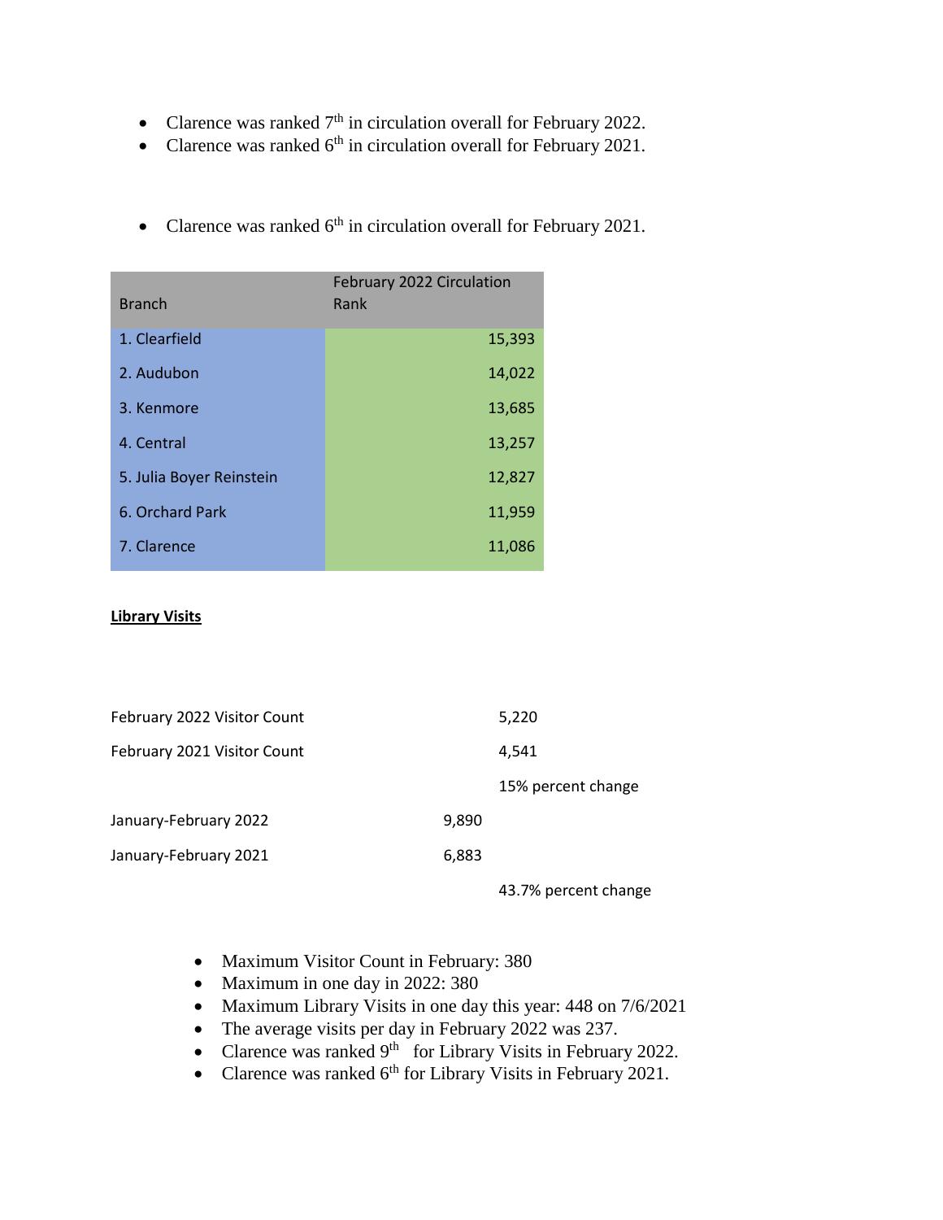- Clarence was ranked 7th in circulation overall for February 2022.
- Clarence was ranked 6th in circulation overall for February 2021.

- Clarence was ranked 6th in circulation overall for February 2021.

| Branch | February 2022 Circulation Rank |
|---|---|
| 1. Clearfield | 15,393 |
| 2. Audubon | 14,022 |
| 3. Kenmore | 13,685 |
| 4. Central | 13,257 |
| 5. Julia Boyer Reinstein | 12,827 |
| 6. Orchard Park | 11,959 |
| 7. Clarence | 11,086 |

**Library Visits**

| | | |
|---|---|---|
| February 2022 Visitor Count | | 5,220 |
| February 2021 Visitor Count | | 4,541 |
| | | 15% percent change |
| January-February 2022 | 9,890 | |
| January-February 2021 | 6,883 | |
| | | 43.7% percent change |

- Maximum Visitor Count in February: 380
- Maximum in one day in 2022: 380
- Maximum Library Visits in one day this year: 448 on 7/6/2021
- The average visits per day in February 2022 was 237.
- Clarence was ranked 9th for Library Visits in February 2022.
- Clarence was ranked 6th for Library Visits in February 2021.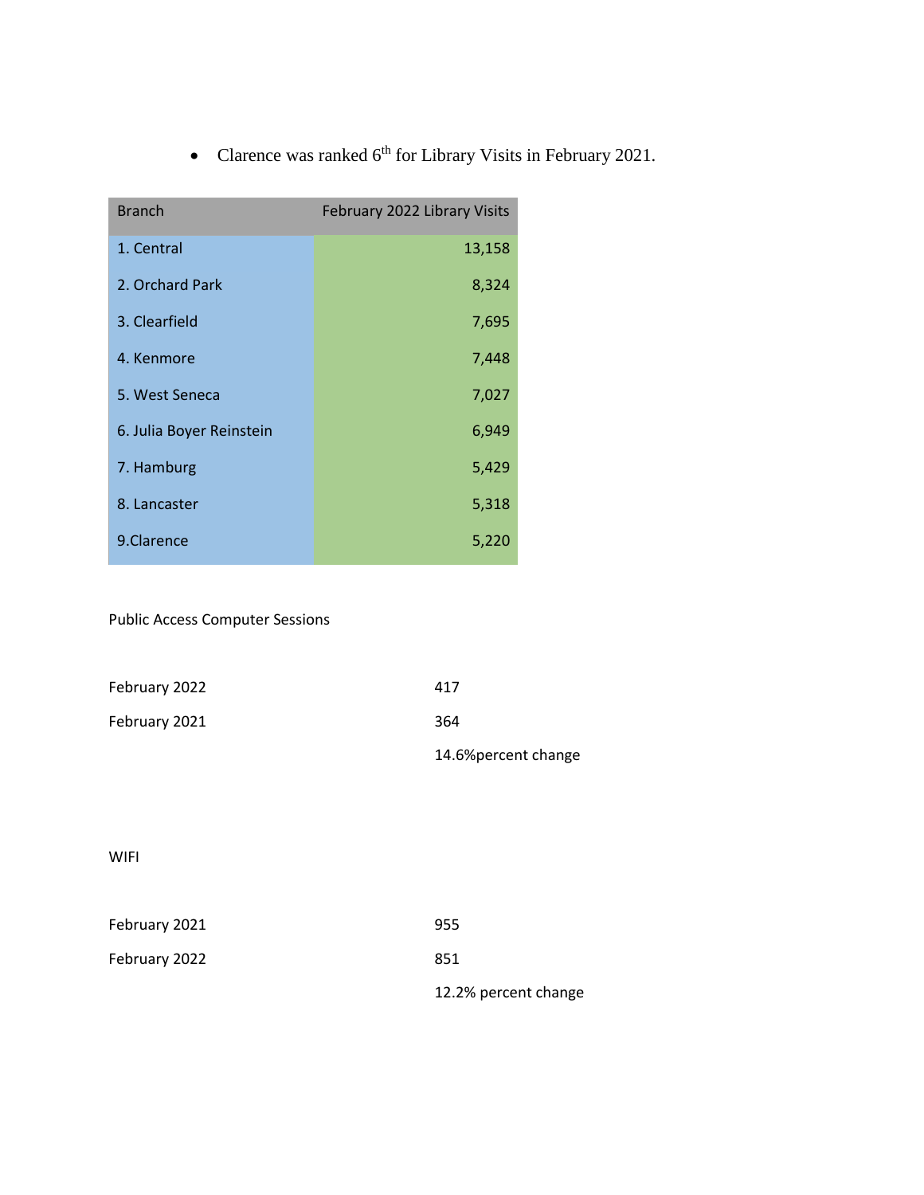- Clarence was ranked 6th for Library Visits in February 2021.

| Branch | February 2022 Library Visits |
|---|---|
| 1. Central | 13,158 |
| 2. Orchard Park | 8,324 |
| 3. Clearfield | 7,695 |
| 4. Kenmore | 7,448 |
| 5. West Seneca | 7,027 |
| 6. Julia Boyer Reinstein | 6,949 |
| 7. Hamburg | 5,429 |
| 8. Lancaster | 5,318 |
| 9.Clarence | 5,220 |

Public Access Computer Sessions

| | |
|---|---|
| February 2022 | 417 |
| February 2021 | 364 |
| | 14.6%percent change |

WIFI

| | |
|---|---|
| February 2021 | 955 |
| February 2022 | 851 |
| | 12.2% percent change |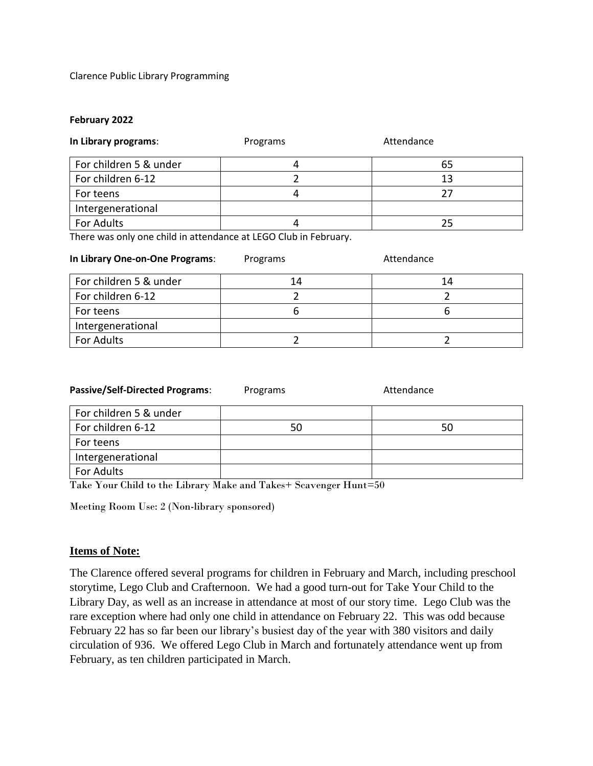Clarence Public Library Programming

**February 2022**

**In Library programs**:

| | Programs | Attendance |
|---|---|---|
| For children 5 & under | 4 | 65 |
| For children 6-12 | 2 | 13 |
| For teens | 4 | 27 |
| Intergenerational | | |
| For Adults | 4 | 25 |

There was only one child in attendance at LEGO Club in February.

**In Library One-on-One Programs**:

| | Programs | Attendance |
|---|---|---|
| For children 5 & under | 14 | 14 |
| For children 6-12 | 2 | 2 |
| For teens | 6 | 6 |
| Intergenerational | | |
| For Adults | 2 | 2 |

**Passive/Self-Directed Programs**:

| | Programs | Attendance |
|---|---|---|
| For children 5 & under | | |
| For children 6-12 | 50 | 50 |
| For teens | | |
| Intergenerational | | |
| For Adults | | |

Take Your Child to the Library Make and Takes+ Scavenger Hunt=50

Meeting Room Use: 2 (Non-library sponsored)

## Items of Note:

The Clarence offered several programs for children in February and March, including preschool storytime, Lego Club and Crafternoon. We had a good turn-out for Take Your Child to the Library Day, as well as an increase in attendance at most of our story time. Lego Club was the rare exception where had only one child in attendance on February 22. This was odd because February 22 has so far been our library's busiest day of the year with 380 visitors and daily circulation of 936. We offered Lego Club in March and fortunately attendance went up from February, as ten children participated in March.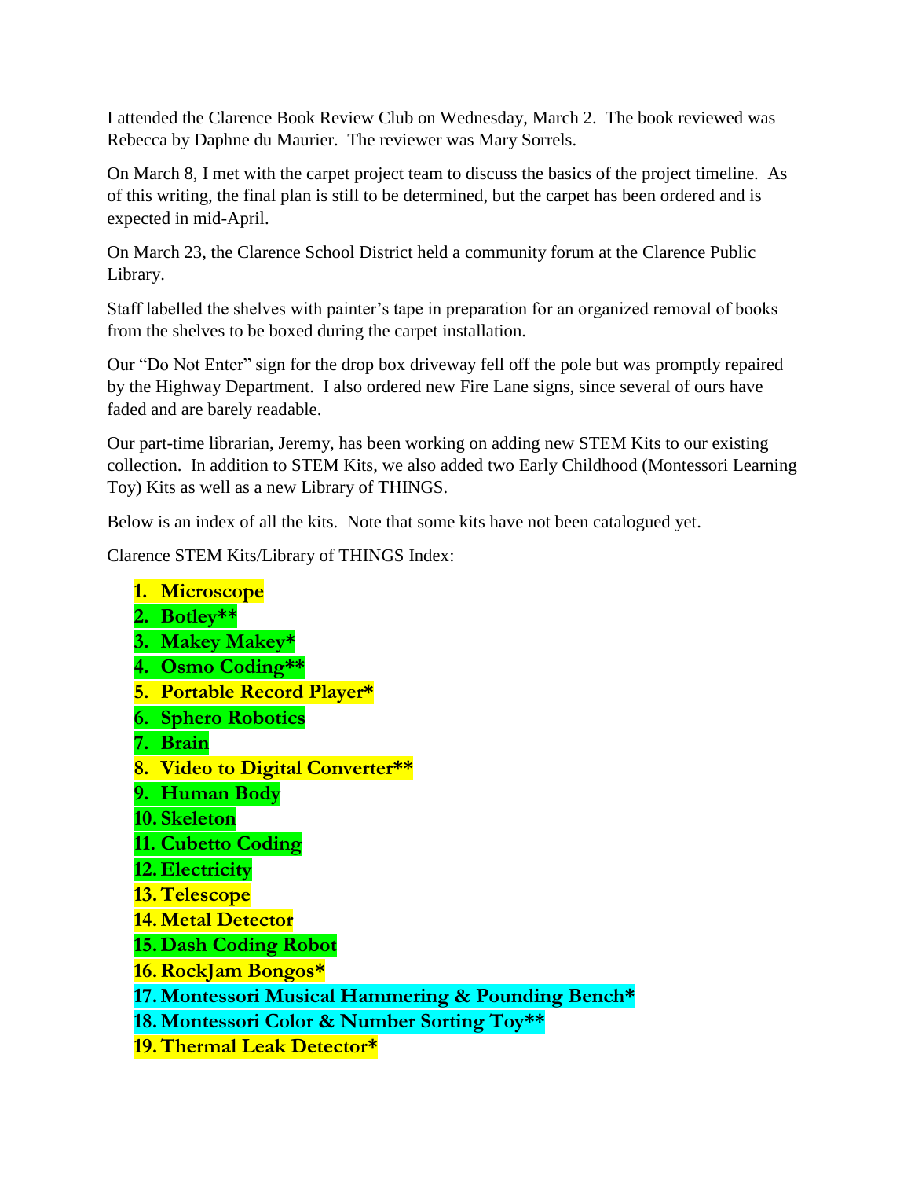I attended the Clarence Book Review Club on Wednesday, March 2. The book reviewed was Rebecca by Daphne du Maurier. The reviewer was Mary Sorrels.

On March 8, I met with the carpet project team to discuss the basics of the project timeline. As of this writing, the final plan is still to be determined, but the carpet has been ordered and is expected in mid-April.

On March 23, the Clarence School District held a community forum at the Clarence Public Library.

Staff labelled the shelves with painter's tape in preparation for an organized removal of books from the shelves to be boxed during the carpet installation.

Our "Do Not Enter" sign for the drop box driveway fell off the pole but was promptly repaired by the Highway Department. I also ordered new Fire Lane signs, since several of ours have faded and are barely readable.

Our part-time librarian, Jeremy, has been working on adding new STEM Kits to our existing collection. In addition to STEM Kits, we also added two Early Childhood (Montessori Learning Toy) Kits as well as a new Library of THINGS.

Below is an index of all the kits. Note that some kits have not been catalogued yet.

Clarence STEM Kits/Library of THINGS Index:

1. **Microscope**
2. **Botley****
3. **Makey Makey***
4. **Osmo Coding****
5. **Portable Record Player***
6. **Sphero Robotics**
7. **Brain**
8. **Video to Digital Converter****
9. **Human Body**
10. **Skeleton**
11. **Cubetto Coding**
12. **Electricity**
13. **Telescope**
14. **Metal Detector**
15. **Dash Coding Robot**
16. **RockJam Bongos***
17. **Montessori Musical Hammering & Pounding Bench***
18. **Montessori Color & Number Sorting Toy****
19. **Thermal Leak Detector***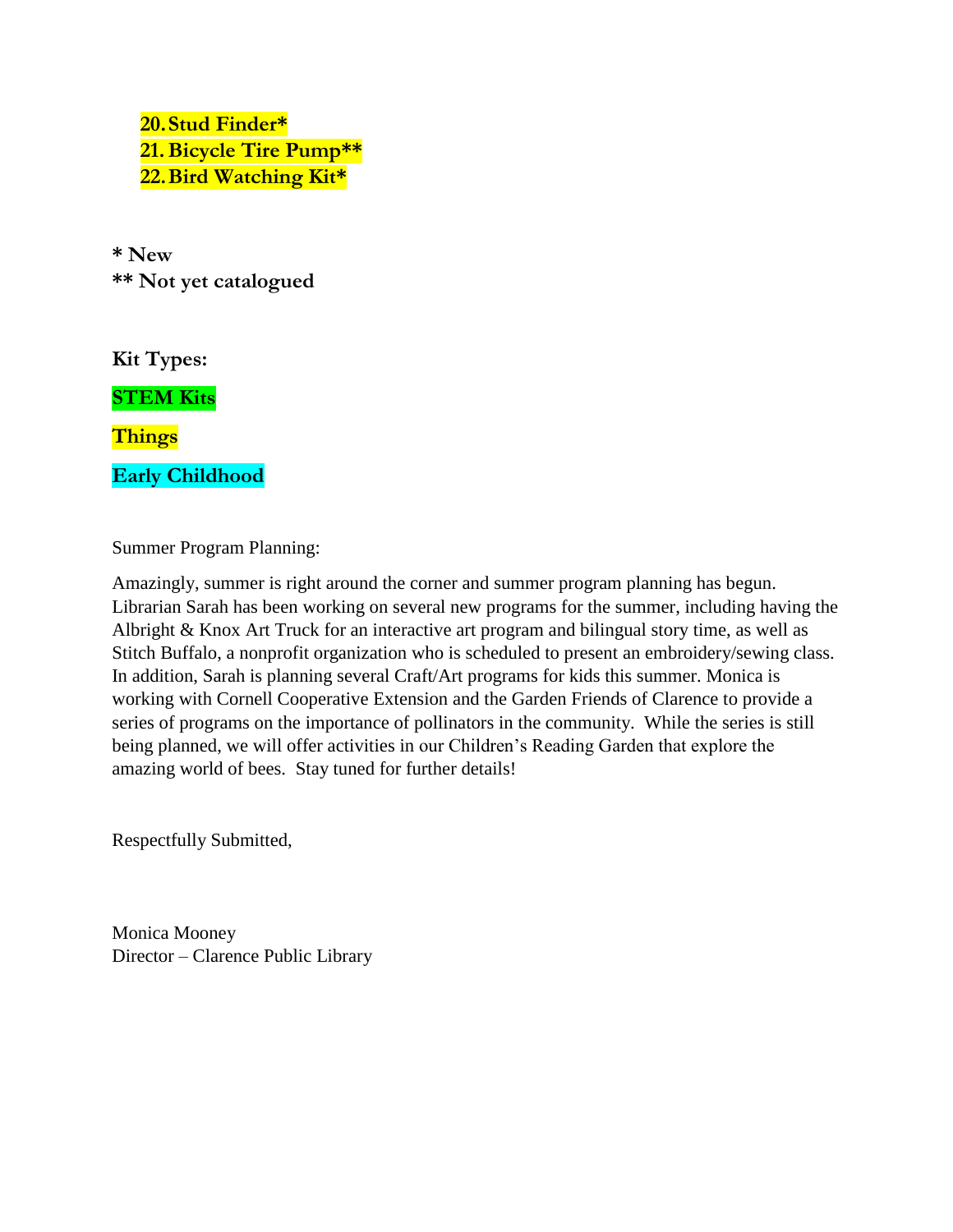20. **Stud Finder***
21. **Bicycle Tire Pump****
22. **Bird Watching Kit***

**\* New**
**\*\* Not yet catalogued**

**Kit Types:**

**STEM Kits**

**Things**

**Early Childhood**

Summer Program Planning:

Amazingly, summer is right around the corner and summer program planning has begun. Librarian Sarah has been working on several new programs for the summer, including having the Albright & Knox Art Truck for an interactive art program and bilingual story time, as well as Stitch Buffalo, a nonprofit organization who is scheduled to present an embroidery/sewing class. In addition, Sarah is planning several Craft/Art programs for kids this summer. Monica is working with Cornell Cooperative Extension and the Garden Friends of Clarence to provide a series of programs on the importance of pollinators in the community. While the series is still being planned, we will offer activities in our Children's Reading Garden that explore the amazing world of bees. Stay tuned for further details!

Respectfully Submitted,

Monica Mooney
Director – Clarence Public Library